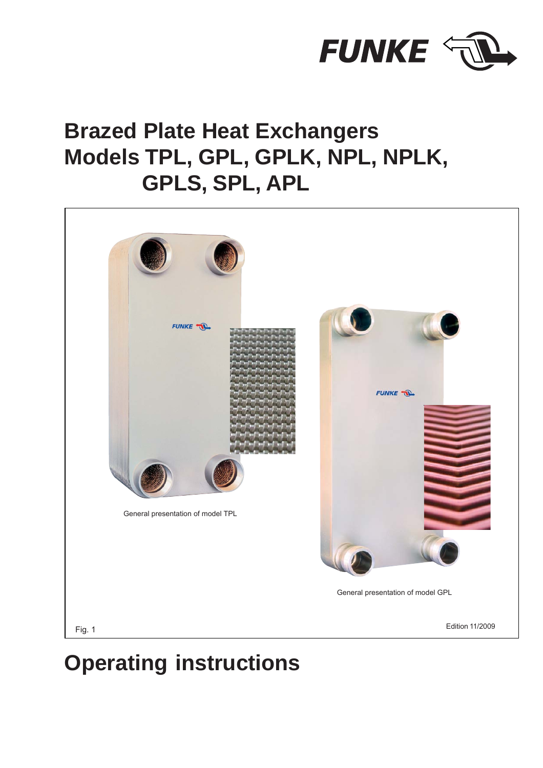FUNKE

# Brazed Plate Heat Exchangers
# Models TPL, GPL, GPLK, NPL, NPLK, GPLS, SPL, APL

General presentation of model TPL

General presentation of model GPL

Fig. 1

Edition 11/2009

# Operating instructions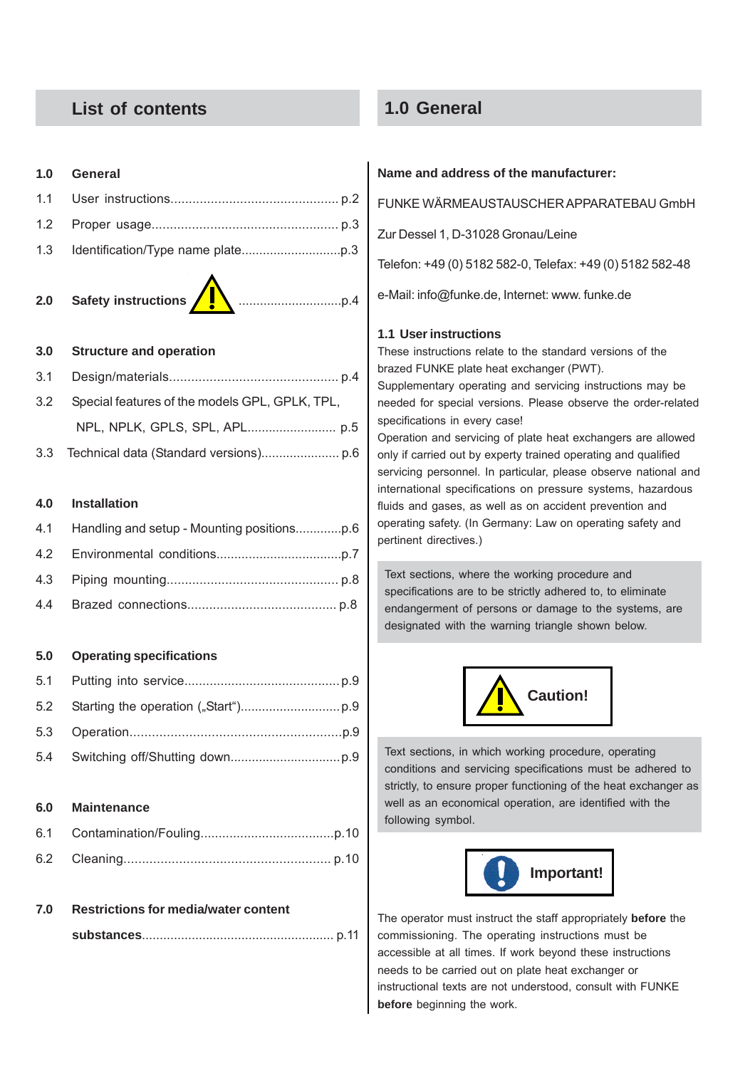## List of contents

**1.0 General**

1.1 User instructions............................................ p.2

1.2 Proper usage.................................................. p.3

1.3 Identification/Type name plate...........................p.3

**2.0 Safety instructions** ............................p.4

**3.0 Structure and operation**

3.1 Design/materials............................................. p.4

3.2 Special features of the models GPL, GPLK, TPL, NPL, NPLK, GPLS, SPL, APL........................ p.5

3.3 Technical data (Standard versions)..................... p.6

**4.0 Installation**

4.1 Handling and setup - Mounting positions.............p.6

4.2 Environmental conditions..................................p.7

4.3 Piping mounting.............................................. p.8

4.4 Brazed connections......................................... p.8

**5.0 Operating specifications**

5.1 Putting into service...........................................p.9

5.2 Starting the operation („Start“)............................p.9

5.3 Operation.........................................................p.9

5.4 Switching off/Shutting down...............................p.9

**6.0 Maintenance**

6.1 Contamination/Fouling....................................p.10

6.2 Cleaning....................................................... p.10

**7.0 Restrictions for media/water content substances**.................................................... p.11

## 1.0 General

**Name and address of the manufacturer:**

FUNKE WÄRMEAUSTAUSCHER APPARATEBAU GmbH

Zur Dessel 1, D-31028 Gronau/Leine

Telefon: +49 (0) 5182 582-0, Telefax: +49 (0) 5182 582-48

e-Mail: info@funke.de, Internet: www. funke.de

### 1.1 User instructions

These instructions relate to the standard versions of the brazed FUNKE plate heat exchanger (PWT).

Supplementary operating and servicing instructions may be needed for special versions. Please observe the order-related specifications in every case!

Operation and servicing of plate heat exchangers are allowed only if carried out by experty trained operating and qualified servicing personnel. In particular, please observe national and international specifications on pressure systems, hazardous fluids and gases, as well as on accident prevention and operating safety. (In Germany: Law on operating safety and pertinent directives.)

Text sections, where the working procedure and specifications are to be strictly adhered to, to eliminate endangerment of persons or damage to the systems, are designated with the warning triangle shown below.

**Caution!**

Text sections, in which working procedure, operating conditions and servicing specifications must be adhered to strictly, to ensure proper functioning of the heat exchanger as well as an economical operation, are identified with the following symbol.

**Important!**

The operator must instruct the staff appropriately **before** the commissioning. The operating instructions must be accessible at all times. If work beyond these instructions needs to be carried out on plate heat exchanger or instructional texts are not understood, consult with FUNKE **before** beginning the work.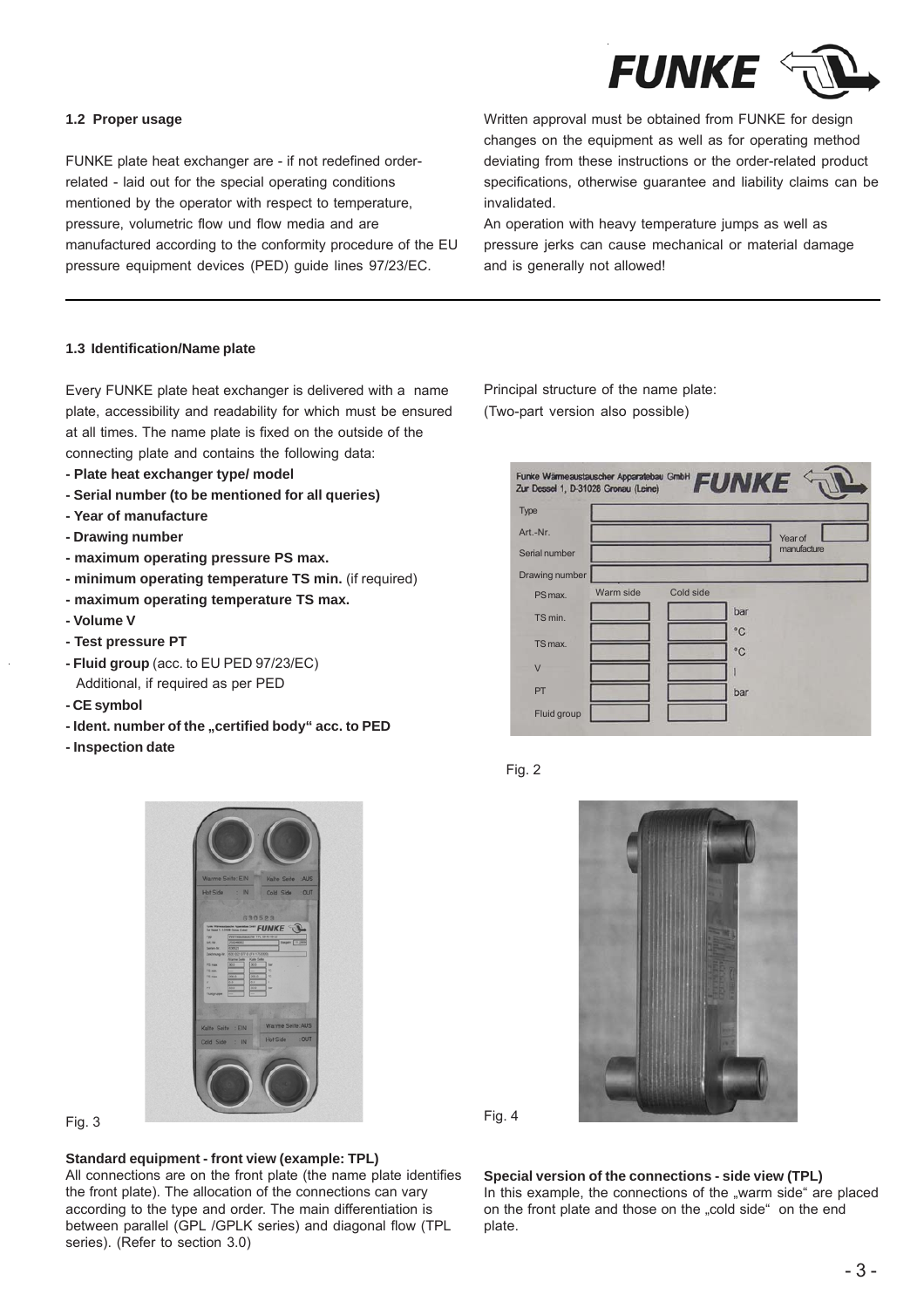### 1.2 Proper usage

FUNKE plate heat exchanger are - if not redefined order-related - laid out for the special operating conditions mentioned by the operator with respect to temperature, pressure, volumetric flow und flow media and are manufactured according to the conformity procedure of the EU pressure equipment devices (PED) guide lines 97/23/EC.

Written approval must be obtained from FUNKE for design changes on the equipment as well as for operating method deviating from these instructions or the order-related product specifications, otherwise guarantee and liability claims can be invalidated.

An operation with heavy temperature jumps as well as pressure jerks can cause mechanical or material damage and is generally not allowed!

### 1.3 Identification/Name plate

Every FUNKE plate heat exchanger is delivered with a name plate, accessibility and readability for which must be ensured at all times. The name plate is fixed on the outside of the connecting plate and contains the following data:

- **Plate heat exchanger type/ model**
- **Serial number (to be mentioned for all queries)**
- **Year of manufacture**
- **Drawing number**
- **maximum operating pressure PS max.**
- **minimum operating temperature TS min.** (if required)
- **maximum operating temperature TS max.**
- **Volume V**
- **Test pressure PT**
- **Fluid group** (acc. to EU PED 97/23/EC)
  Additional, if required as per PED
- **CE symbol**
- **Ident. number of the „certified body" acc. to PED**
- **Inspection date**

Principal structure of the name plate:
(Two-part version also possible)

Funke Wärmeaustauscher Apparatebau GmbH
Zur Dessel 1, D-31028 Gronau (Leine)
FUNKE

| | | | |
|---|---|---|---|
| Type | | | |
| Art.-Nr. | | Year of manufacture | |
| Serial number | | | |
| Drawing number | | | |
| | Warm side | Cold side | |
| PS max. | | | bar |
| TS min. | | | °C |
| TS max. | | | °C |
| V | | | l |
| PT | | | bar |
| Fluid group | | | |

Fig. 2

Fig. 3

**Standard equipment - front view (example: TPL)**
All connections are on the front plate (the name plate identifies the front plate). The allocation of the connections can vary according to the type and order. The main differentiation is between parallel (GPL /GPLK series) and diagonal flow (TPL series). (Refer to section 3.0)

Fig. 4

**Special version of the connections - side view (TPL)**
In this example, the connections of the „warm side" are placed on the front plate and those on the „cold side" on the end plate.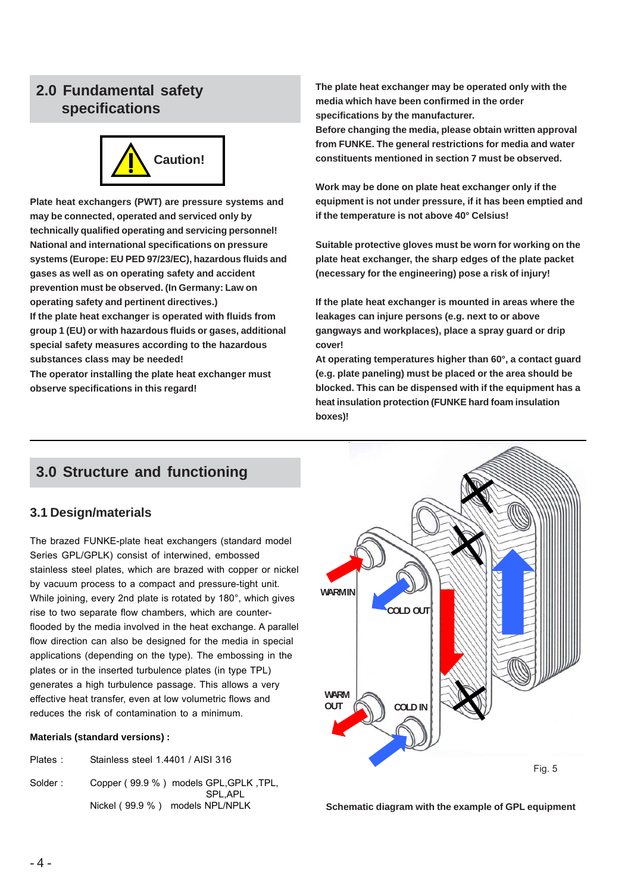## 2.0 Fundamental safety specifications

**Caution!**

**Plate heat exchangers (PWT) are pressure systems and may be connected, operated and serviced only by technically qualified operating and servicing personnel! National and international specifications on pressure systems (Europe: EU PED 97/23/EC), hazardous fluids and gases as well as on operating safety and accident prevention must be observed. (In Germany: Law on operating safety and pertinent directives.)**
**If the plate heat exchanger is operated with fluids from group 1 (EU) or with hazardous fluids or gases, additional special safety measures according to the hazardous substances class may be needed!**
**The operator installing the plate heat exchanger must observe specifications in this regard!**

**The plate heat exchanger may be operated only with the media which have been confirmed in the order specifications by the manufacturer.**
**Before changing the media, please obtain written approval from FUNKE. The general restrictions for media and water constituents mentioned in section 7 must be observed.**

**Work may be done on plate heat exchanger only if the equipment is not under pressure, if it has been emptied and if the temperature is not above 40° Celsius!**

**Suitable protective gloves must be worn for working on the plate heat exchanger, the sharp edges of the plate packet (necessary for the engineering) pose a risk of injury!**

**If the plate heat exchanger is mounted in areas where the leakages can injure persons (e.g. next to or above gangways and workplaces), place a spray guard or drip cover!**
**At operating temperatures higher than 60°, a contact guard (e.g. plate paneling) must be placed or the area should be blocked. This can be dispensed with if the equipment has a heat insulation protection (FUNKE hard foam insulation boxes)!**

## 3.0 Structure and functioning

### 3.1 Design/materials

The brazed FUNKE-plate heat exchangers (standard model Series GPL/GPLK) consist of interwined, embossed stainless steel plates, which are brazed with copper or nickel by vacuum process to a compact and pressure-tight unit. While joining, every 2nd plate is rotated by 180°, which gives rise to two separate flow chambers, which are counter-flooded by the media involved in the heat exchange. A parallel flow direction can also be designed for the media in special applications (depending on the type). The embossing in the plates or in the inserted turbulence plates (in type TPL) generates a high turbulence passage. This allows a very effective heat transfer, even at low volumetric flows and reduces the risk of contamination to a minimum.

**Materials (standard versions) :**

Plates : Stainless steel 1.4401 / AISI 316

Solder : Copper ( 99.9 % ) models GPL,GPLK ,TPL, SPL,APL
Nickel ( 99.9 % ) models NPL/NPLK

WARM IN
COLD OUT
WARM OUT
COLD IN

Fig. 5

**Schematic diagram with the example of GPL equipment**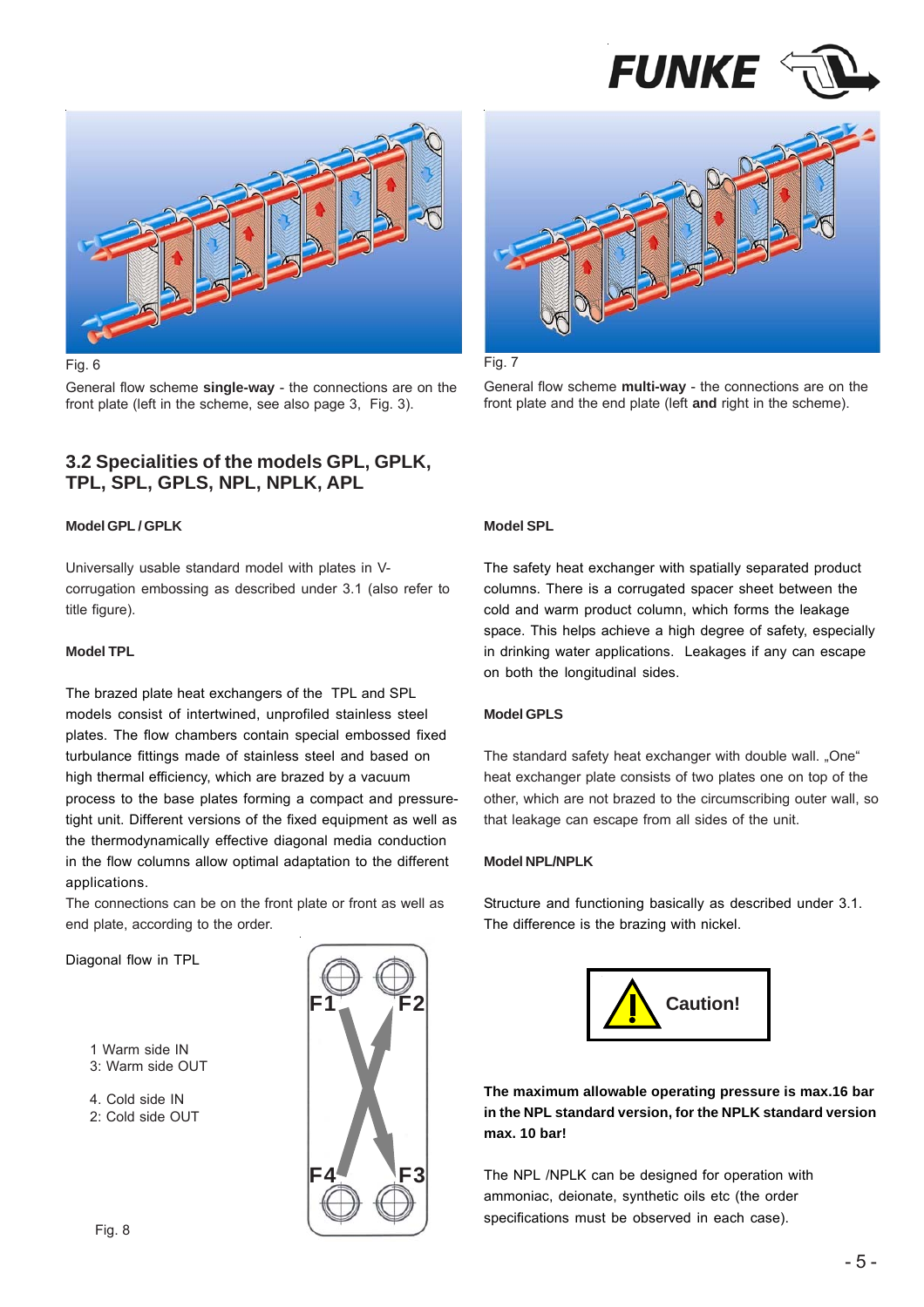Fig. 6

General flow scheme **single-way** - the connections are on the front plate (left in the scheme, see also page 3, Fig. 3).

Fig. 7

General flow scheme **multi-way** - the connections are on the front plate and the end plate (left **and** right in the scheme).

## 3.2 Specialities of the models GPL, GPLK, TPL, SPL, GPLS, NPL, NPLK, APL

### Model GPL / GPLK

Universally usable standard model with plates in V-corrugation embossing as described under 3.1 (also refer to title figure).

### Model TPL

The brazed plate heat exchangers of the TPL and SPL models consist of intertwined, unprofiled stainless steel plates. The flow chambers contain special embossed fixed turbulance fittings made of stainless steel and based on high thermal efficiency, which are brazed by a vacuum process to the base plates forming a compact and pressure-tight unit. Different versions of the fixed equipment as well as the thermodynamically effective diagonal media conduction in the flow columns allow optimal adaptation to the different applications.
The connections can be on the front plate or front as well as end plate, according to the order.

Diagonal flow in TPL

1 Warm side IN
3: Warm side OUT

4. Cold side IN
2: Cold side OUT

F1 F2 F4 F3

Fig. 8

### Model SPL

The safety heat exchanger with spatially separated product columns. There is a corrugated spacer sheet between the cold and warm product column, which forms the leakage space. This helps achieve a high degree of safety, especially in drinking water applications. Leakages if any can escape on both the longitudinal sides.

### Model GPLS

The standard safety heat exchanger with double wall. „One" heat exchanger plate consists of two plates one on top of the other, which are not brazed to the circumscribing outer wall, so that leakage can escape from all sides of the unit.

### Model NPL/NPLK

Structure and functioning basically as described under 3.1. The difference is the brazing with nickel.

**Caution!**

**The maximum allowable operating pressure is max.16 bar in the NPL standard version, for the NPLK standard version max. 10 bar!**

The NPL /NPLK can be designed for operation with ammoniac, deionate, synthetic oils etc (the order specifications must be observed in each case).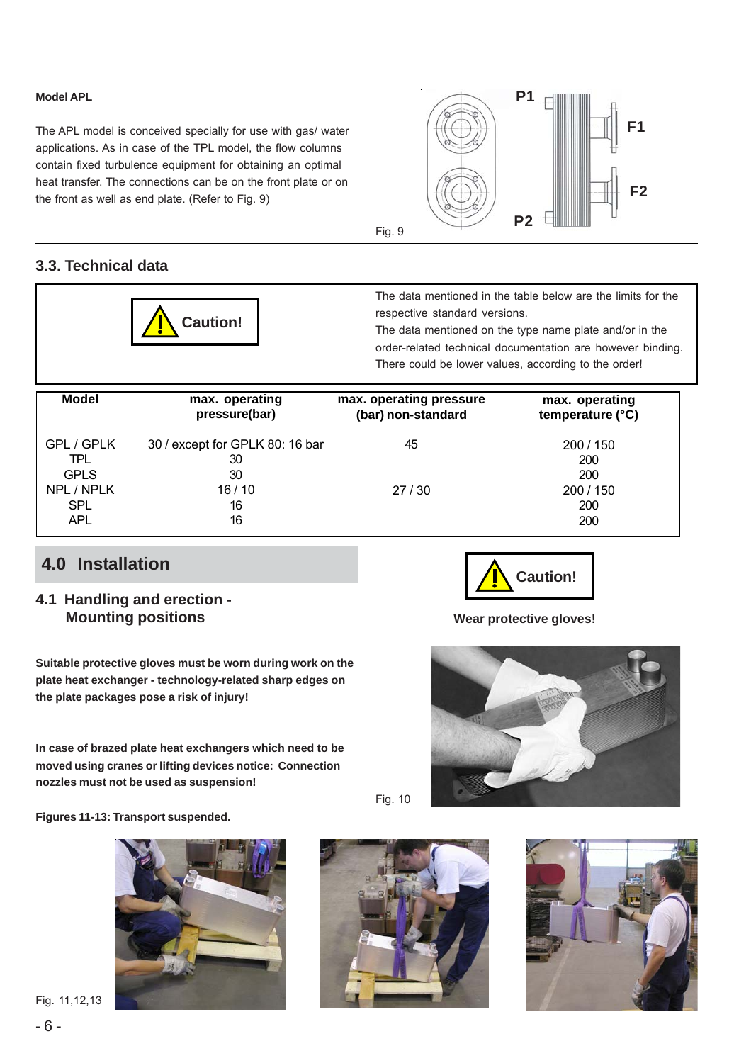**Model APL**

The APL model is conceived specially for use with gas/ water applications. As in case of the TPL model, the flow columns contain fixed turbulence equipment for obtaining an optimal heat transfer. The connections can be on the front plate or on the front as well as end plate. (Refer to Fig. 9)

Fig. 9

## 3.3. Technical data

**Caution!**

The data mentioned in the table below are the limits for the respective standard versions.
The data mentioned on the type name plate and/or in the order-related technical documentation are however binding. There could be lower values, according to the order!

| Model | max. operating pressure(bar) | max. operating pressure (bar) non-standard | max. operating temperature (°C) |
|---|---|---|---|
| GPL / GPLK | 30 / except for GPLK 80: 16 bar | 45 | 200 / 150 |
| TPL | 30 | | 200 |
| GPLS | 30 | | 200 |
| NPL / NPLK | 16 / 10 | 27 / 30 | 200 / 150 |
| SPL | 16 | | 200 |
| APL | 16 | | 200 |

# 4.0 Installation

## 4.1 Handling and erection - Mounting positions

**Caution!**

**Wear protective gloves!**

**Suitable protective gloves must be worn during work on the plate heat exchanger - technology-related sharp edges on the plate packages pose a risk of injury!**

**In case of brazed plate heat exchangers which need to be moved using cranes or lifting devices notice: Connection nozzles must not be used as suspension!**

Fig. 10

**Figures 11-13: Transport suspended.**

Fig. 11,12,13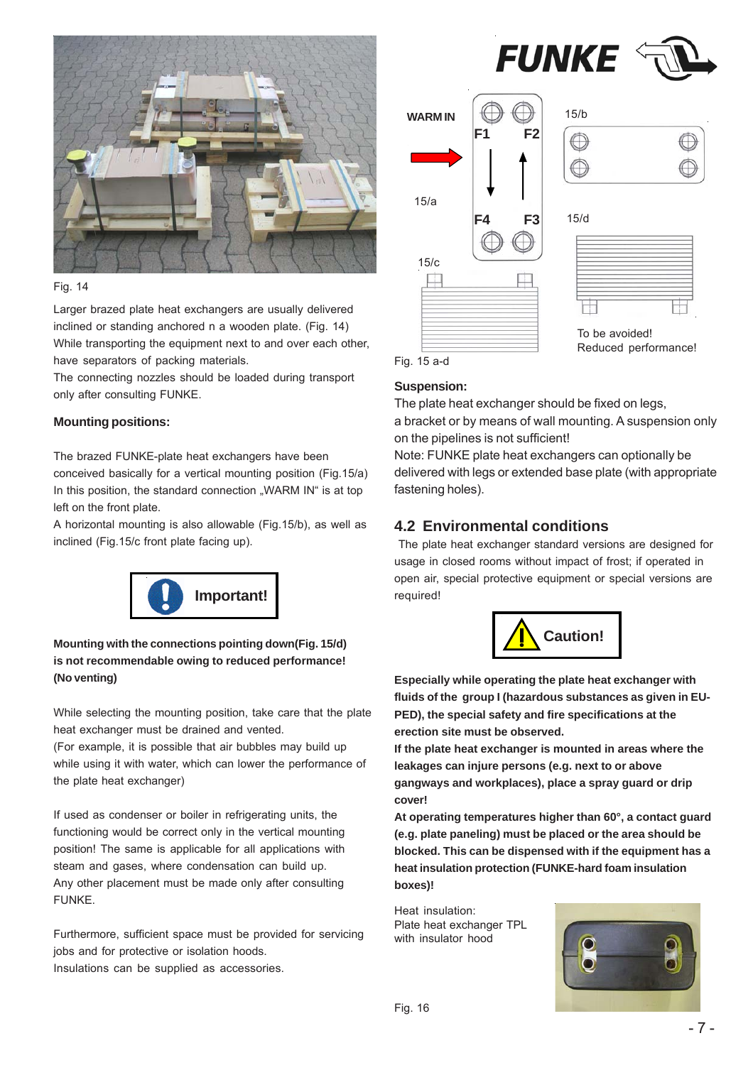Fig. 14

Larger brazed plate heat exchangers are usually delivered inclined or standing anchored n a wooden plate. (Fig. 14) While transporting the equipment next to and over each other, have separators of packing materials.
The connecting nozzles should be loaded during transport only after consulting FUNKE.

**Mounting positions:**

The brazed FUNKE-plate heat exchangers have been conceived basically for a vertical mounting position (Fig.15/a) In this position, the standard connection „WARM IN“ is at top left on the front plate.
A horizontal mounting is also allowable (Fig.15/b), as well as inclined (Fig.15/c front plate facing up).

**Important!**

**Mounting with the connections pointing down(Fig. 15/d) is not recommendable owing to reduced performance! (No venting)**

While selecting the mounting position, take care that the plate heat exchanger must be drained and vented.
(For example, it is possible that air bubbles may build up while using it with water, which can lower the performance of the plate heat exchanger)

If used as condenser or boiler in refrigerating units, the functioning would be correct only in the vertical mounting position! The same is applicable for all applications with steam and gases, where condensation can build up.
Any other placement must be made only after consulting FUNKE.

Furthermore, sufficient space must be provided for servicing jobs and for protective or isolation hoods.
Insulations can be supplied as accessories.

WARM IN

F1 F2

15/a

F4 F3

15/b

15/c

15/d

To be avoided!
Reduced performance!

Fig. 15 a-d

**Suspension:**

The plate heat exchanger should be fixed on legs, a bracket or by means of wall mounting. A suspension only on the pipelines is not sufficient!
Note: FUNKE plate heat exchangers can optionally be delivered with legs or extended base plate (with appropriate fastening holes).

## 4.2 Environmental conditions

The plate heat exchanger standard versions are designed for usage in closed rooms without impact of frost; if operated in open air, special protective equipment or special versions are required!

**Caution!**

**Especially while operating the plate heat exchanger with fluids of the group I (hazardous substances as given in EU-PED), the special safety and fire specifications at the erection site must be observed.**
**If the plate heat exchanger is mounted in areas where the leakages can injure persons (e.g. next to or above gangways and workplaces), place a spray guard or drip cover!**
**At operating temperatures higher than 60°, a contact guard (e.g. plate paneling) must be placed or the area should be blocked. This can be dispensed with if the equipment has a heat insulation protection (FUNKE-hard foam insulation boxes)!**

Heat insulation:
Plate heat exchanger TPL with insulator hood

Fig. 16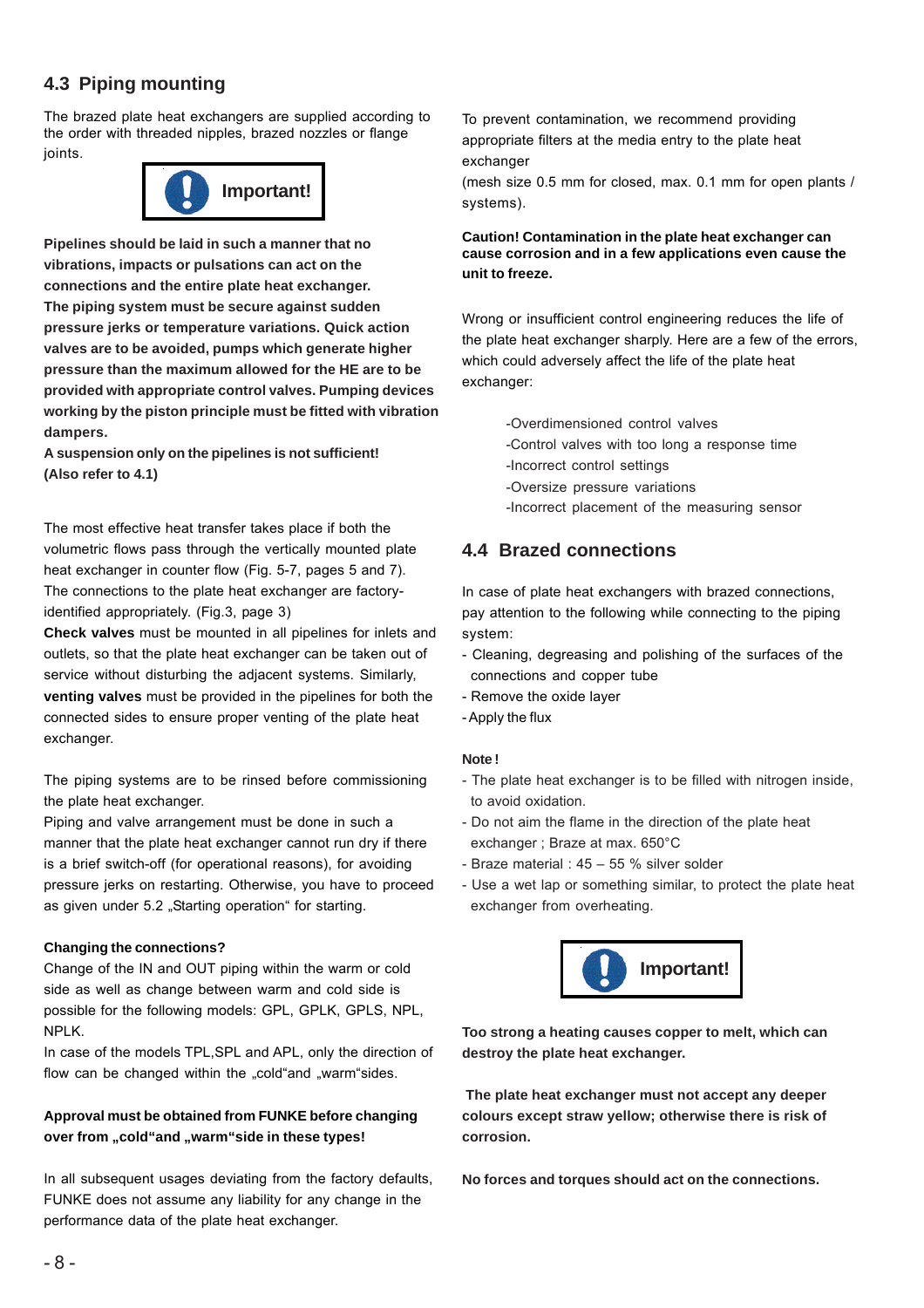## 4.3 Piping mounting

The brazed plate heat exchangers are supplied according to the order with threaded nipples, brazed nozzles or flange joints.

**Important!**

**Pipelines should be laid in such a manner that no vibrations, impacts or pulsations can act on the connections and the entire plate heat exchanger. The piping system must be secure against sudden pressure jerks or temperature variations. Quick action valves are to be avoided, pumps which generate higher pressure than the maximum allowed for the HE are to be provided with appropriate control valves. Pumping devices working by the piston principle must be fitted with vibration dampers.**
**A suspension only on the pipelines is not sufficient! (Also refer to 4.1)**

The most effective heat transfer takes place if both the volumetric flows pass through the vertically mounted plate heat exchanger in counter flow (Fig. 5-7, pages 5 and 7). The connections to the plate heat exchanger are factory-identified appropriately. (Fig.3, page 3)
**Check valves** must be mounted in all pipelines for inlets and outlets, so that the plate heat exchanger can be taken out of service without disturbing the adjacent systems. Similarly, **venting valves** must be provided in the pipelines for both the connected sides to ensure proper venting of the plate heat exchanger.

The piping systems are to be rinsed before commissioning the plate heat exchanger.
Piping and valve arrangement must be done in such a manner that the plate heat exchanger cannot run dry if there is a brief switch-off (for operational reasons), for avoiding pressure jerks on restarting. Otherwise, you have to proceed as given under 5.2 „Starting operation" for starting.

**Changing the connections?**
Change of the IN and OUT piping within the warm or cold side as well as change between warm and cold side is possible for the following models: GPL, GPLK, GPLS, NPL, NPLK.
In case of the models TPL,SPL and APL, only the direction of flow can be changed within the „cold"and „warm"sides.

**Approval must be obtained from FUNKE before changing over from „cold"and „warm"side in these types!**

In all subsequent usages deviating from the factory defaults, FUNKE does not assume any liability for any change in the performance data of the plate heat exchanger.

To prevent contamination, we recommend providing appropriate filters at the media entry to the plate heat exchanger
(mesh size 0.5 mm for closed, max. 0.1 mm for open plants / systems).

**Caution! Contamination in the plate heat exchanger can cause corrosion and in a few applications even cause the unit to freeze.**

Wrong or insufficient control engineering reduces the life of the plate heat exchanger sharply. Here are a few of the errors, which could adversely affect the life of the plate heat exchanger:

- Overdimensioned control valves
- Control valves with too long a response time
- Incorrect control settings
- Oversize pressure variations
- Incorrect placement of the measuring sensor

## 4.4 Brazed connections

In case of plate heat exchangers with brazed connections, pay attention to the following while connecting to the piping system:

- Cleaning, degreasing and polishing of the surfaces of the connections and copper tube
- Remove the oxide layer
- Apply the flux

**Note !**

- The plate heat exchanger is to be filled with nitrogen inside, to avoid oxidation.
- Do not aim the flame in the direction of the plate heat exchanger ; Braze at max. 650°C
- Braze material : 45 – 55 % silver solder
- Use a wet lap or something similar, to protect the plate heat exchanger from overheating.

**Important!**

**Too strong a heating causes copper to melt, which can destroy the plate heat exchanger.**

**The plate heat exchanger must not accept any deeper colours except straw yellow; otherwise there is risk of corrosion.**

**No forces and torques should act on the connections.**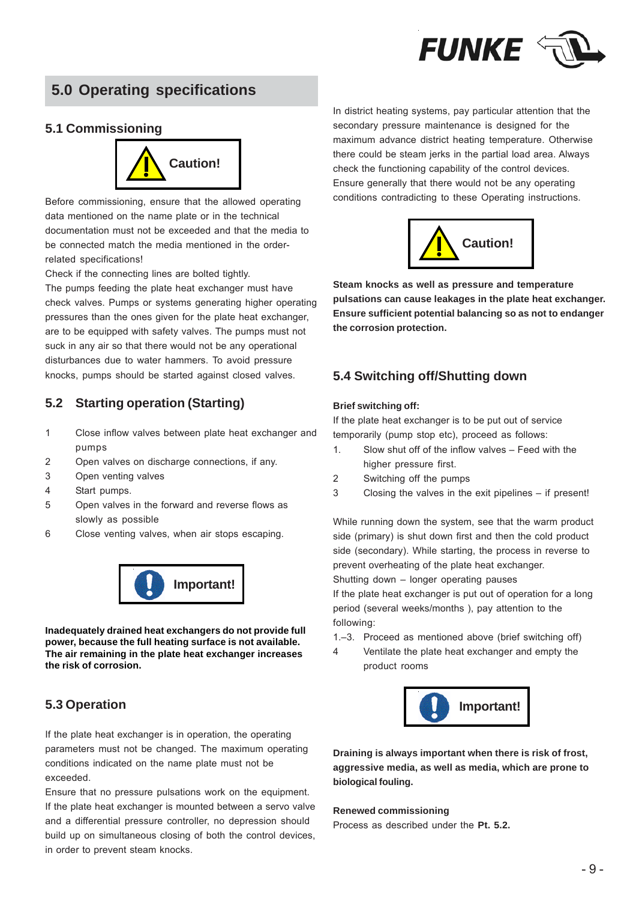## 5.0 Operating specifications

### 5.1 Commissioning

**Caution!**

Before commissioning, ensure that the allowed operating data mentioned on the name plate or in the technical documentation must not be exceeded and that the media to be connected match the media mentioned in the order-related specifications!

Check if the connecting lines are bolted tightly.

The pumps feeding the plate heat exchanger must have check valves. Pumps or systems generating higher operating pressures than the ones given for the plate heat exchanger, are to be equipped with safety valves. The pumps must not suck in any air so that there would not be any operational disturbances due to water hammers. To avoid pressure knocks, pumps should be started against closed valves.

### 5.2 Starting operation (Starting)

1. Close inflow valves between plate heat exchanger and pumps
2. Open valves on discharge connections, if any.
3. Open venting valves
4. Start pumps.
5. Open valves in the forward and reverse flows as slowly as possible
6. Close venting valves, when air stops escaping.

**Important!**

**Inadequately drained heat exchangers do not provide full power, because the full heating surface is not available. The air remaining in the plate heat exchanger increases the risk of corrosion.**

### 5.3 Operation

If the plate heat exchanger is in operation, the operating parameters must not be changed. The maximum operating conditions indicated on the name plate must not be exceeded.

Ensure that no pressure pulsations work on the equipment. If the plate heat exchanger is mounted between a servo valve and a differential pressure controller, no depression should build up on simultaneous closing of both the control devices, in order to prevent steam knocks.

In district heating systems, pay particular attention that the secondary pressure maintenance is designed for the maximum advance district heating temperature. Otherwise there could be steam jerks in the partial load area. Always check the functioning capability of the control devices. Ensure generally that there would not be any operating conditions contradicting to these Operating instructions.

**Caution!**

**Steam knocks as well as pressure and temperature pulsations can cause leakages in the plate heat exchanger. Ensure sufficient potential balancing so as not to endanger the corrosion protection.**

### 5.4 Switching off/Shutting down

**Brief switching off:**

If the plate heat exchanger is to be put out of service temporarily (pump stop etc), proceed as follows:

1. Slow shut off of the inflow valves – Feed with the higher pressure first.
2. Switching off the pumps
3. Closing the valves in the exit pipelines – if present!

While running down the system, see that the warm product side (primary) is shut down first and then the cold product side (secondary). While starting, the process in reverse to prevent overheating of the plate heat exchanger.

Shutting down – longer operating pauses

If the plate heat exchanger is put out of operation for a long period (several weeks/months ), pay attention to the following:

1.–3. Proceed as mentioned above (brief switching off)

4. Ventilate the plate heat exchanger and empty the product rooms

**Important!**

**Draining is always important when there is risk of frost, aggressive media, as well as media, which are prone to biological fouling.**

**Renewed commissioning**

Process as described under the **Pt. 5.2.**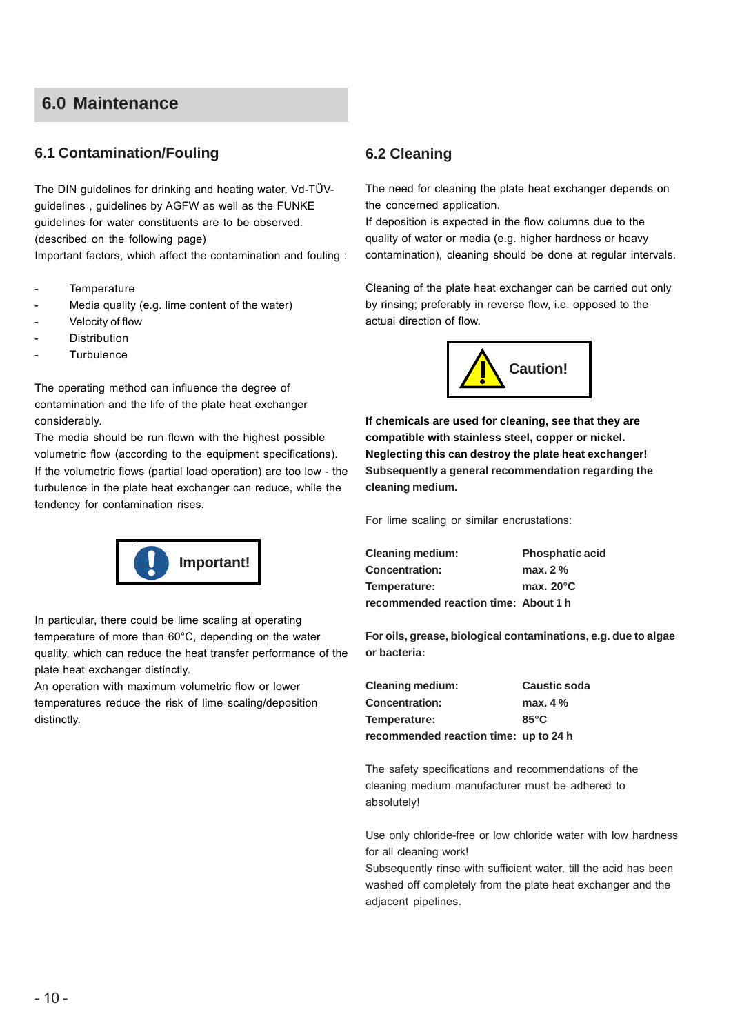# 6.0 Maintenance

## 6.1 Contamination/Fouling

The DIN guidelines for drinking and heating water, Vd-TÜV-guidelines , guidelines by AGFW as well as the FUNKE guidelines for water constituents are to be observed. (described on the following page)
Important factors, which affect the contamination and fouling :

- Temperature
- Media quality (e.g. lime content of the water)
- Velocity of flow
- Distribution
- Turbulence

The operating method can influence the degree of contamination and the life of the plate heat exchanger considerably.
The media should be run flown with the highest possible volumetric flow (according to the equipment specifications). If the volumetric flows (partial load operation) are too low - the turbulence in the plate heat exchanger can reduce, while the tendency for contamination rises.

**Important!**

In particular, there could be lime scaling at operating temperature of more than 60°C, depending on the water quality, which can reduce the heat transfer performance of the plate heat exchanger distinctly.
An operation with maximum volumetric flow or lower temperatures reduce the risk of lime scaling/deposition distinctly.

## 6.2 Cleaning

The need for cleaning the plate heat exchanger depends on the concerned application.
If deposition is expected in the flow columns due to the quality of water or media (e.g. higher hardness or heavy contamination), cleaning should be done at regular intervals.

Cleaning of the plate heat exchanger can be carried out only by rinsing; preferably in reverse flow, i.e. opposed to the actual direction of flow.

**Caution!**

**If chemicals are used for cleaning, see that they are compatible with stainless steel, copper or nickel. Neglecting this can destroy the plate heat exchanger! Subsequently a general recommendation regarding the cleaning medium.**

For lime scaling or similar encrustations:

| | |
|---|---|
| **Cleaning medium:** | **Phosphatic acid** |
| **Concentration:** | **max. 2 %** |
| **Temperature:** | **max. 20°C** |
| **recommended reaction time:** | **About 1 h** |

**For oils, grease, biological contaminations, e.g. due to algae or bacteria:**

| | |
|---|---|
| **Cleaning medium:** | **Caustic soda** |
| **Concentration:** | **max. 4 %** |
| **Temperature:** | **85°C** |
| **recommended reaction time:** | **up to 24 h** |

The safety specifications and recommendations of the cleaning medium manufacturer must be adhered to absolutely!

Use only chloride-free or low chloride water with low hardness for all cleaning work!
Subsequently rinse with sufficient water, till the acid has been washed off completely from the plate heat exchanger and the adjacent pipelines.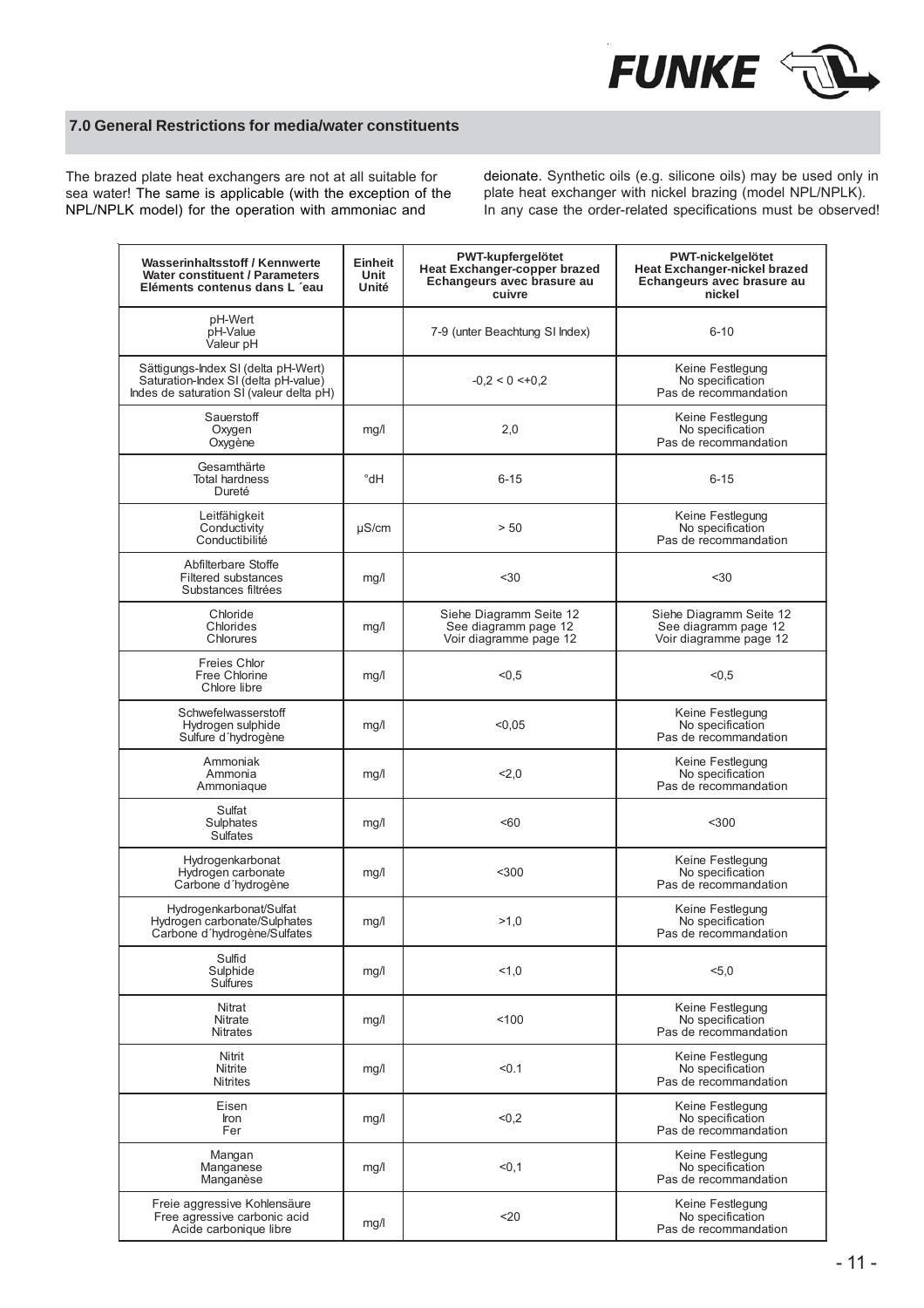## 7.0 General Restrictions for media/water constituents

The brazed plate heat exchangers are not at all suitable for sea water! The same is applicable (with the exception of the NPL/NPLK model) for the operation with ammoniac and deionate. Synthetic oils (e.g. silicone oils) may be used only in plate heat exchanger with nickel brazing (model NPL/NPLK). In any case the order-related specifications must be observed!

| **Wasserinhaltsstoff / Kennwerte**<br>**Water constituent / Parameters**<br>**Eléments contenus dans L ´eau** | **Einheit**<br>**Unit**<br>**Unité** | **PWT-kupfergelötet**<br>**Heat Exchanger-copper brazed**<br>**Echangeurs avec brasure au cuivre** | **PWT-nickelgelötet**<br>**Heat Exchanger-nickel brazed**<br>**Echangeurs avec brasure au nickel** |
|---|---|---|---|
| pH-Wert<br>pH-Value<br>Valeur pH | | 7-9 (unter Beachtung SI Index) | 6-10 |
| Sättigungs-Index SI (delta pH-Wert)<br>Saturation-Index SI (delta pH-value)<br>Indes de saturation SI (valeur delta pH) | | -0,2 < 0 <+0,2 | Keine Festlegung<br>No specification<br>Pas de recommandation |
| Sauerstoff<br>Oxygen<br>Oxygène | mg/l | 2,0 | Keine Festlegung<br>No specification<br>Pas de recommandation |
| Gesamthärte<br>Total hardness<br>Dureté | °dH | 6-15 | 6-15 |
| Leitfähigkeit<br>Conductivity<br>Conductibilité | µS/cm | > 50 | Keine Festlegung<br>No specification<br>Pas de recommandation |
| Abfilterbare Stoffe<br>Filtered substances<br>Substances filtrées | mg/l | <30 | <30 |
| Chloride<br>Chlorides<br>Chlorures | mg/l | Siehe Diagramm Seite 12<br>See diagramm page 12<br>Voir diagramme page 12 | Siehe Diagramm Seite 12<br>See diagramm page 12<br>Voir diagramme page 12 |
| Freies Chlor<br>Free Chlorine<br>Chlore libre | mg/l | <0,5 | <0,5 |
| Schwefelwasserstoff<br>Hydrogen sulphide<br>Sulfure d´hydrogène | mg/l | <0,05 | Keine Festlegung<br>No specification<br>Pas de recommandation |
| Ammoniak<br>Ammonia<br>Ammoniaque | mg/l | <2,0 | Keine Festlegung<br>No specification<br>Pas de recommandation |
| Sulfat<br>Sulphates<br>Sulfates | mg/l | <60 | <300 |
| Hydrogenkarbonat<br>Hydrogen carbonate<br>Carbone d´hydrogène | mg/l | <300 | Keine Festlegung<br>No specification<br>Pas de recommandation |
| Hydrogenkarbonat/Sulfat<br>Hydrogen carbonate/Sulphates<br>Carbone d´hydrogène/Sulfates | mg/l | >1,0 | Keine Festlegung<br>No specification<br>Pas de recommandation |
| Sulfid<br>Sulphide<br>Sulfures | mg/l | <1,0 | <5,0 |
| Nitrat<br>Nitrate<br>Nitrates | mg/l | <100 | Keine Festlegung<br>No specification<br>Pas de recommandation |
| Nitrit<br>Nitrite<br>Nitrites | mg/l | <0.1 | Keine Festlegung<br>No specification<br>Pas de recommandation |
| Eisen<br>Iron<br>Fer | mg/l | <0,2 | Keine Festlegung<br>No specification<br>Pas de recommandation |
| Mangan<br>Manganese<br>Manganèse | mg/l | <0,1 | Keine Festlegung<br>No specification<br>Pas de recommandation |
| Freie aggressive Kohlensäure<br>Free agressive carbonic acid<br>Acide carbonique libre | mg/l | <20 | Keine Festlegung<br>No specification<br>Pas de recommandation |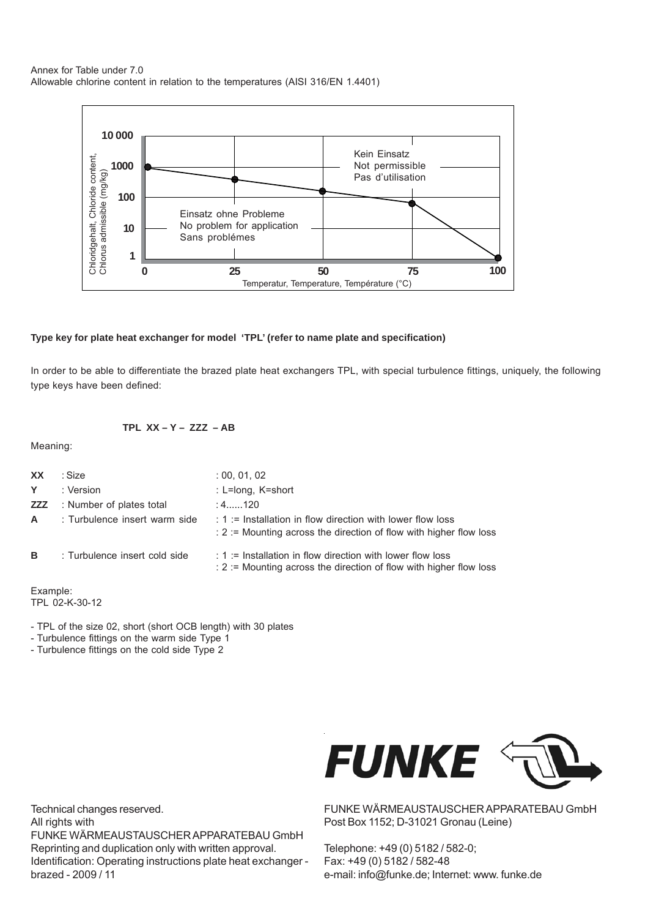Annex for Table under 7.0
Allowable chlorine content in relation to the temperatures (AISI 316/EN 1.4401)

10 000
1000
100
10
1

Chloridgehalt, Chloride content,
Chlorus admissible (mg/kg)

Kein Einsatz
Not permissible
Pas d'utilisation

Einsatz ohne Probleme
No problem for application
Sans problémes

0
25
50
75
100

Temperatur, Temperature, Température (°C)

**Type key for plate heat exchanger for model 'TPL' (refer to name plate and specification)**

In order to be able to differentiate the brazed plate heat exchangers TPL, with special turbulence fittings, uniquely, the following type keys have been defined:

**TPL XX – Y – ZZZ – AB**

Meaning:

| | | |
|---|---|---|
| **XX** | : Size | : 00, 01, 02 |
| **Y** | : Version | : L=long, K=short |
| **ZZZ** | : Number of plates total | : 4......120 |
| **A** | : Turbulence insert warm side | : 1 := Installation in flow direction with lower flow loss<br>: 2 := Mounting across the direction of flow with higher flow loss |
| **B** | : Turbulence insert cold side | : 1 := Installation in flow direction with lower flow loss<br>: 2 := Mounting across the direction of flow with higher flow loss |

Example:
TPL 02-K-30-12

- TPL of the size 02, short (short OCB length) with 30 plates
- Turbulence fittings on the warm side Type 1
- Turbulence fittings on the cold side Type 2

FUNKE

Technical changes reserved.
All rights with
FUNKE WÄRMEAUSTAUSCHER APPARATEBAU GmbH
Reprinting and duplication only with written approval.
Identification: Operating instructions plate heat exchanger - brazed - 2009 / 11

FUNKE WÄRMEAUSTAUSCHER APPARATEBAU GmbH
Post Box 1152; D-31021 Gronau (Leine)

Telephone: +49 (0) 5182 / 582-0;
Fax: +49 (0) 5182 / 582-48
e-mail: info@funke.de; Internet: www. funke.de